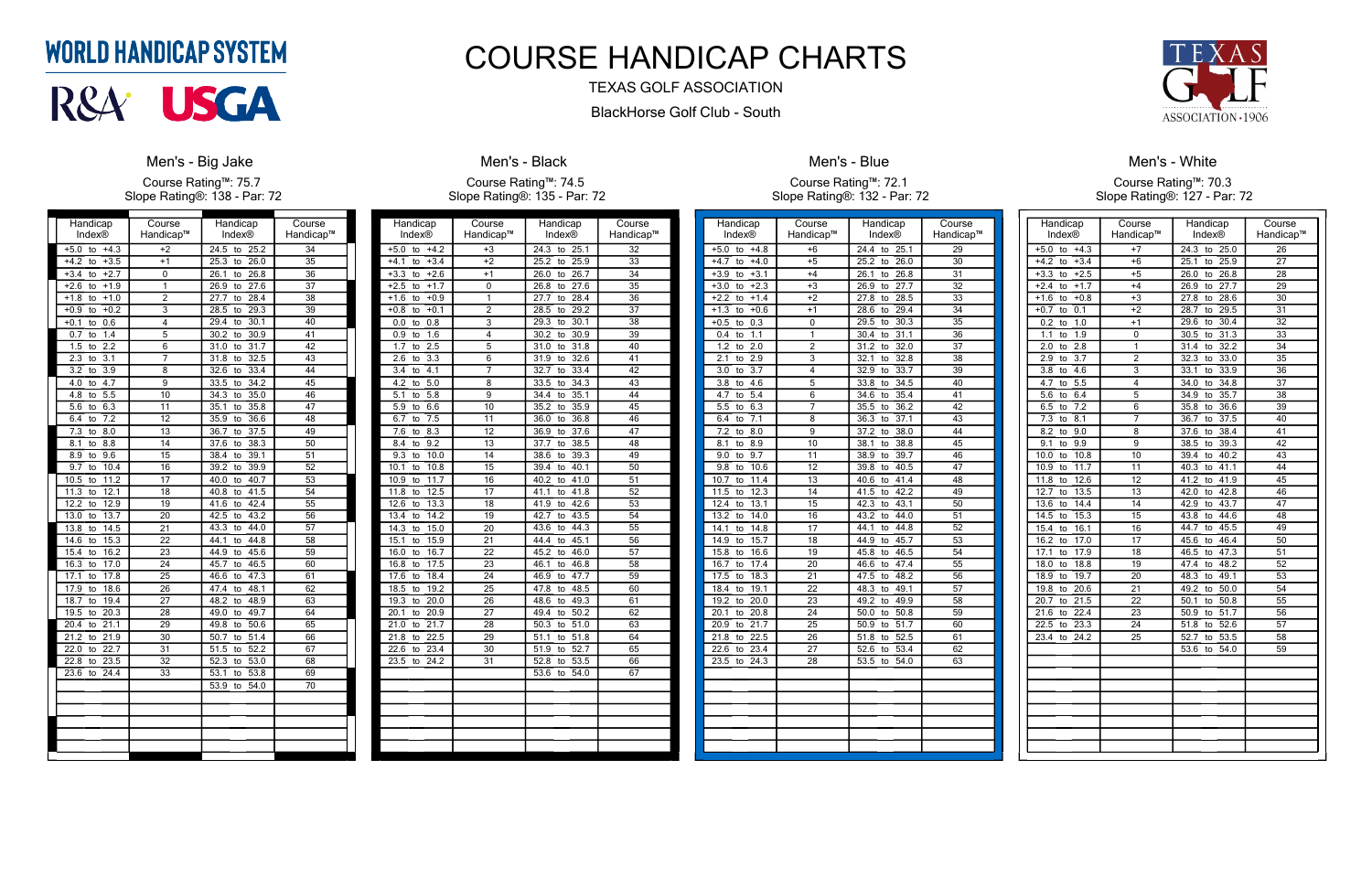# WORLD HANDICAP SYSTEM

R&A USGA

# COURSE HANDICAP CHARTS

TEXAS GOLF ASSOCIATION

BlackHorse Golf Club - South

TEXAS GOLF ASSOCIATION · 1906

## Men's - Big Jake

Course Rating™: 75.7
Slope Rating®: 138 - Par: 72

| Handicap Index® | Course Handicap™ | Handicap Index® | Course Handicap™ |
|---|---|---|---|
| +5.0 to +4.3 | +2 | 24.5 to 25.2 | 34 |
| +4.2 to +3.5 | +1 | 25.3 to 26.0 | 35 |
| +3.4 to +2.7 | 0 | 26.1 to 26.8 | 36 |
| +2.6 to +1.9 | 1 | 26.9 to 27.6 | 37 |
| +1.8 to +1.0 | 2 | 27.7 to 28.4 | 38 |
| +0.9 to +0.2 | 3 | 28.5 to 29.3 | 39 |
| +0.1 to 0.6 | 4 | 29.4 to 30.1 | 40 |
| 0.7 to 1.4 | 5 | 30.2 to 30.9 | 41 |
| 1.5 to 2.2 | 6 | 31.0 to 31.7 | 42 |
| 2.3 to 3.1 | 7 | 31.8 to 32.5 | 43 |
| 3.2 to 3.9 | 8 | 32.6 to 33.4 | 44 |
| 4.0 to 4.7 | 9 | 33.5 to 34.2 | 45 |
| 4.8 to 5.5 | 10 | 34.3 to 35.0 | 46 |
| 5.6 to 6.3 | 11 | 35.1 to 35.8 | 47 |
| 6.4 to 7.2 | 12 | 35.9 to 36.6 | 48 |
| 7.3 to 8.0 | 13 | 36.7 to 37.5 | 49 |
| 8.1 to 8.8 | 14 | 37.6 to 38.3 | 50 |
| 8.9 to 9.6 | 15 | 38.4 to 39.1 | 51 |
| 9.7 to 10.4 | 16 | 39.2 to 39.9 | 52 |
| 10.5 to 11.2 | 17 | 40.0 to 40.7 | 53 |
| 11.3 to 12.1 | 18 | 40.8 to 41.5 | 54 |
| 12.2 to 12.9 | 19 | 41.6 to 42.4 | 55 |
| 13.0 to 13.7 | 20 | 42.5 to 43.2 | 56 |
| 13.8 to 14.5 | 21 | 43.3 to 44.0 | 57 |
| 14.6 to 15.3 | 22 | 44.1 to 44.8 | 58 |
| 15.4 to 16.2 | 23 | 44.9 to 45.6 | 59 |
| 16.3 to 17.0 | 24 | 45.7 to 46.5 | 60 |
| 17.1 to 17.8 | 25 | 46.6 to 47.3 | 61 |
| 17.9 to 18.6 | 26 | 47.4 to 48.1 | 62 |
| 18.7 to 19.4 | 27 | 48.2 to 48.9 | 63 |
| 19.5 to 20.3 | 28 | 49.0 to 49.7 | 64 |
| 20.4 to 21.1 | 29 | 49.8 to 50.6 | 65 |
| 21.2 to 21.9 | 30 | 50.7 to 51.4 | 66 |
| 22.0 to 22.7 | 31 | 51.5 to 52.2 | 67 |
| 22.8 to 23.5 | 32 | 52.3 to 53.0 | 68 |
| 23.6 to 24.4 | 33 | 53.1 to 53.8 | 69 |
| | | 53.9 to 54.0 | 70 |

## Men's - Black

Course Rating™: 74.5
Slope Rating®: 135 - Par: 72

| Handicap Index® | Course Handicap™ | Handicap Index® | Course Handicap™ |
|---|---|---|---|
| +5.0 to +4.2 | +3 | 24.3 to 25.1 | 32 |
| +4.1 to +3.4 | +2 | 25.2 to 25.9 | 33 |
| +3.3 to +2.6 | +1 | 26.0 to 26.7 | 34 |
| +2.5 to +1.7 | 0 | 26.8 to 27.6 | 35 |
| +1.6 to +0.9 | 1 | 27.7 to 28.4 | 36 |
| +0.8 to +0.1 | 2 | 28.5 to 29.2 | 37 |
| 0.0 to 0.8 | 3 | 29.3 to 30.1 | 38 |
| 0.9 to 1.6 | 4 | 30.2 to 30.9 | 39 |
| 1.7 to 2.5 | 5 | 31.0 to 31.8 | 40 |
| 2.6 to 3.3 | 6 | 31.9 to 32.6 | 41 |
| 3.4 to 4.1 | 7 | 32.7 to 33.4 | 42 |
| 4.2 to 5.0 | 8 | 33.5 to 34.3 | 43 |
| 5.1 to 5.8 | 9 | 34.4 to 35.1 | 44 |
| 5.9 to 6.6 | 10 | 35.2 to 35.9 | 45 |
| 6.7 to 7.5 | 11 | 36.0 to 36.8 | 46 |
| 7.6 to 8.3 | 12 | 36.9 to 37.6 | 47 |
| 8.4 to 9.2 | 13 | 37.7 to 38.5 | 48 |
| 9.3 to 10.0 | 14 | 38.6 to 39.3 | 49 |
| 10.1 to 10.8 | 15 | 39.4 to 40.1 | 50 |
| 10.9 to 11.7 | 16 | 40.2 to 41.0 | 51 |
| 11.8 to 12.5 | 17 | 41.1 to 41.8 | 52 |
| 12.6 to 13.3 | 18 | 41.9 to 42.6 | 53 |
| 13.4 to 14.2 | 19 | 42.7 to 43.5 | 54 |
| 14.3 to 15.0 | 20 | 43.6 to 44.3 | 55 |
| 15.1 to 15.9 | 21 | 44.4 to 45.1 | 56 |
| 16.0 to 16.7 | 22 | 45.2 to 46.0 | 57 |
| 16.8 to 17.5 | 23 | 46.1 to 46.8 | 58 |
| 17.6 to 18.4 | 24 | 46.9 to 47.7 | 59 |
| 18.5 to 19.2 | 25 | 47.8 to 48.5 | 60 |
| 19.3 to 20.0 | 26 | 48.6 to 49.3 | 61 |
| 20.1 to 20.9 | 27 | 49.4 to 50.2 | 62 |
| 21.0 to 21.7 | 28 | 50.3 to 51.0 | 63 |
| 21.8 to 22.5 | 29 | 51.1 to 51.8 | 64 |
| 22.6 to 23.4 | 30 | 51.9 to 52.7 | 65 |
| 23.5 to 24.2 | 31 | 52.8 to 53.5 | 66 |
| | | 53.6 to 54.0 | 67 |

## Men's - Blue

Course Rating™: 72.1
Slope Rating®: 132 - Par: 72

| Handicap Index® | Course Handicap™ | Handicap Index® | Course Handicap™ |
|---|---|---|---|
| +5.0 to +4.8 | +6 | 24.4 to 25.1 | 29 |
| +4.7 to +4.0 | +5 | 25.2 to 26.0 | 30 |
| +3.9 to +3.1 | +4 | 26.1 to 26.8 | 31 |
| +3.0 to +2.3 | +3 | 26.9 to 27.7 | 32 |
| +2.2 to +1.4 | +2 | 27.8 to 28.5 | 33 |
| +1.3 to +0.6 | +1 | 28.6 to 29.4 | 34 |
| +0.5 to 0.3 | 0 | 29.5 to 30.3 | 35 |
| 0.4 to 1.1 | 1 | 30.4 to 31.1 | 36 |
| 1.2 to 2.0 | 2 | 31.2 to 32.0 | 37 |
| 2.1 to 2.9 | 3 | 32.1 to 32.8 | 38 |
| 3.0 to 3.7 | 4 | 32.9 to 33.7 | 39 |
| 3.8 to 4.6 | 5 | 33.8 to 34.5 | 40 |
| 4.7 to 5.4 | 6 | 34.6 to 35.4 | 41 |
| 5.5 to 6.3 | 7 | 35.5 to 36.2 | 42 |
| 6.4 to 7.1 | 8 | 36.3 to 37.1 | 43 |
| 7.2 to 8.0 | 9 | 37.2 to 38.0 | 44 |
| 8.1 to 8.9 | 10 | 38.1 to 38.8 | 45 |
| 9.0 to 9.7 | 11 | 38.9 to 39.7 | 46 |
| 9.8 to 10.6 | 12 | 39.8 to 40.5 | 47 |
| 10.7 to 11.4 | 13 | 40.6 to 41.4 | 48 |
| 11.5 to 12.3 | 14 | 41.5 to 42.2 | 49 |
| 12.4 to 13.1 | 15 | 42.3 to 43.1 | 50 |
| 13.2 to 14.0 | 16 | 43.2 to 44.0 | 51 |
| 14.1 to 14.8 | 17 | 44.1 to 44.8 | 52 |
| 14.9 to 15.7 | 18 | 44.9 to 45.7 | 53 |
| 15.8 to 16.6 | 19 | 45.8 to 46.5 | 54 |
| 16.7 to 17.4 | 20 | 46.6 to 47.4 | 55 |
| 17.5 to 18.3 | 21 | 47.5 to 48.2 | 56 |
| 18.4 to 19.1 | 22 | 48.3 to 49.1 | 57 |
| 19.2 to 20.0 | 23 | 49.2 to 49.9 | 58 |
| 20.1 to 20.8 | 24 | 50.0 to 50.8 | 59 |
| 20.9 to 21.7 | 25 | 50.9 to 51.7 | 60 |
| 21.8 to 22.5 | 26 | 51.8 to 52.5 | 61 |
| 22.6 to 23.4 | 27 | 52.6 to 53.4 | 62 |
| 23.5 to 24.3 | 28 | 53.5 to 54.0 | 63 |

## Men's - White

Course Rating™: 70.3
Slope Rating®: 127 - Par: 72

| Handicap Index® | Course Handicap™ | Handicap Index® | Course Handicap™ |
|---|---|---|---|
| +5.0 to +4.3 | +7 | 24.3 to 25.0 | 26 |
| +4.2 to +3.4 | +6 | 25.1 to 25.9 | 27 |
| +3.3 to +2.5 | +5 | 26.0 to 26.8 | 28 |
| +2.4 to +1.7 | +4 | 26.9 to 27.7 | 29 |
| +1.6 to +0.8 | +3 | 27.8 to 28.6 | 30 |
| +0.7 to 0.1 | +2 | 28.7 to 29.5 | 31 |
| 0.2 to 1.0 | +1 | 29.6 to 30.4 | 32 |
| 1.1 to 1.9 | 0 | 30.5 to 31.3 | 33 |
| 2.0 to 2.8 | 1 | 31.4 to 32.2 | 34 |
| 2.9 to 3.7 | 2 | 32.3 to 33.0 | 35 |
| 3.8 to 4.6 | 3 | 33.1 to 33.9 | 36 |
| 4.7 to 5.5 | 4 | 34.0 to 34.8 | 37 |
| 5.6 to 6.4 | 5 | 34.9 to 35.7 | 38 |
| 6.5 to 7.2 | 6 | 35.8 to 36.6 | 39 |
| 7.3 to 8.1 | 7 | 36.7 to 37.5 | 40 |
| 8.2 to 9.0 | 8 | 37.6 to 38.4 | 41 |
| 9.1 to 9.9 | 9 | 38.5 to 39.3 | 42 |
| 10.0 to 10.8 | 10 | 39.4 to 40.2 | 43 |
| 10.9 to 11.7 | 11 | 40.3 to 41.1 | 44 |
| 11.8 to 12.6 | 12 | 41.2 to 41.9 | 45 |
| 12.7 to 13.5 | 13 | 42.0 to 42.8 | 46 |
| 13.6 to 14.4 | 14 | 42.9 to 43.7 | 47 |
| 14.5 to 15.3 | 15 | 43.8 to 44.6 | 48 |
| 15.4 to 16.1 | 16 | 44.7 to 45.5 | 49 |
| 16.2 to 17.0 | 17 | 45.6 to 46.4 | 50 |
| 17.1 to 17.9 | 18 | 46.5 to 47.3 | 51 |
| 18.0 to 18.8 | 19 | 47.4 to 48.2 | 52 |
| 18.9 to 19.7 | 20 | 48.3 to 49.1 | 53 |
| 19.8 to 20.6 | 21 | 49.2 to 50.0 | 54 |
| 20.7 to 21.5 | 22 | 50.1 to 50.8 | 55 |
| 21.6 to 22.4 | 23 | 50.9 to 51.7 | 56 |
| 22.5 to 23.3 | 24 | 51.8 to 52.6 | 57 |
| 23.4 to 24.2 | 25 | 52.7 to 53.5 | 58 |
| | | 53.6 to 54.0 | 59 |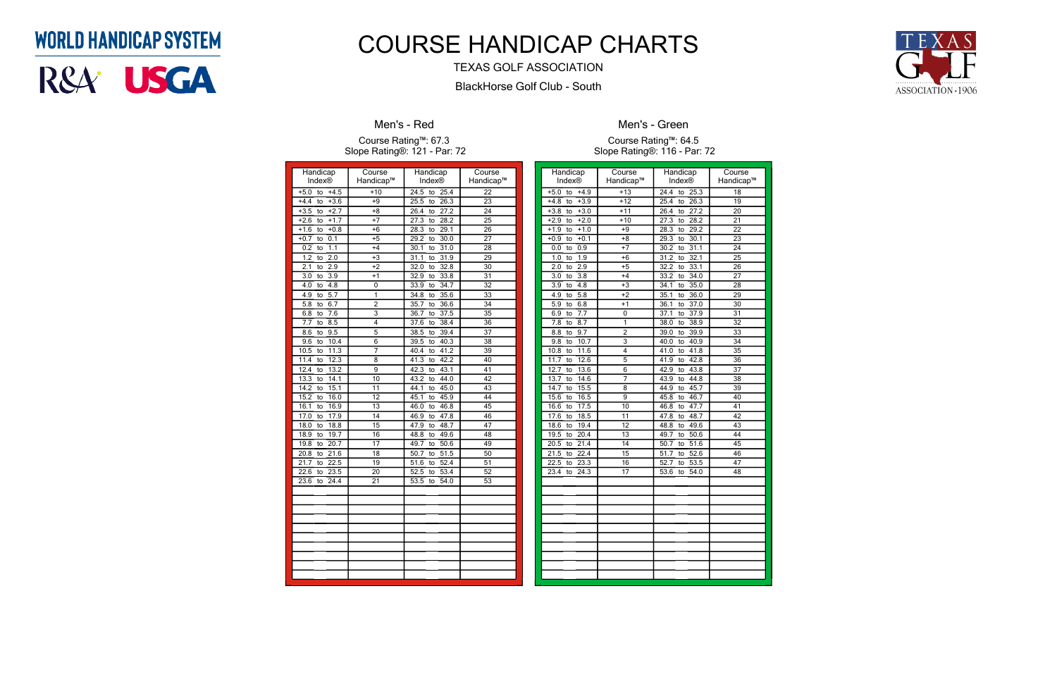WORLD HANDICAP SYSTEM

R&A USGA

# COURSE HANDICAP CHARTS

TEXAS GOLF ASSOCIATION

BlackHorse Golf Club - South

TEXAS GOLF ASSOCIATION·1906

## Men's - Red

Course Rating™: 67.3
Slope Rating®: 121 - Par: 72

| Handicap Index® | Course Handicap™ | Handicap Index® | Course Handicap™ |
|---|---|---|---|
| +5.0 to +4.5 | +10 | 24.5 to 25.4 | 22 |
| +4.4 to +3.6 | +9 | 25.5 to 26.3 | 23 |
| +3.5 to +2.7 | +8 | 26.4 to 27.2 | 24 |
| +2.6 to +1.7 | +7 | 27.3 to 28.2 | 25 |
| +1.6 to +0.8 | +6 | 28.3 to 29.1 | 26 |
| +0.7 to 0.1 | +5 | 29.2 to 30.0 | 27 |
| 0.2 to 1.1 | +4 | 30.1 to 31.0 | 28 |
| 1.2 to 2.0 | +3 | 31.1 to 31.9 | 29 |
| 2.1 to 2.9 | +2 | 32.0 to 32.8 | 30 |
| 3.0 to 3.9 | +1 | 32.9 to 33.8 | 31 |
| 4.0 to 4.8 | 0 | 33.9 to 34.7 | 32 |
| 4.9 to 5.7 | 1 | 34.8 to 35.6 | 33 |
| 5.8 to 6.7 | 2 | 35.7 to 36.6 | 34 |
| 6.8 to 7.6 | 3 | 36.7 to 37.5 | 35 |
| 7.7 to 8.5 | 4 | 37.6 to 38.4 | 36 |
| 8.6 to 9.5 | 5 | 38.5 to 39.4 | 37 |
| 9.6 to 10.4 | 6 | 39.5 to 40.3 | 38 |
| 10.5 to 11.3 | 7 | 40.4 to 41.2 | 39 |
| 11.4 to 12.3 | 8 | 41.3 to 42.2 | 40 |
| 12.4 to 13.2 | 9 | 42.3 to 43.1 | 41 |
| 13.3 to 14.1 | 10 | 43.2 to 44.0 | 42 |
| 14.2 to 15.1 | 11 | 44.1 to 45.0 | 43 |
| 15.2 to 16.0 | 12 | 45.1 to 45.9 | 44 |
| 16.1 to 16.9 | 13 | 46.0 to 46.8 | 45 |
| 17.0 to 17.9 | 14 | 46.9 to 47.8 | 46 |
| 18.0 to 18.8 | 15 | 47.9 to 48.7 | 47 |
| 18.9 to 19.7 | 16 | 48.8 to 49.6 | 48 |
| 19.8 to 20.7 | 17 | 49.7 to 50.6 | 49 |
| 20.8 to 21.6 | 18 | 50.7 to 51.5 | 50 |
| 21.7 to 22.5 | 19 | 51.6 to 52.4 | 51 |
| 22.6 to 23.5 | 20 | 52.5 to 53.4 | 52 |
| 23.6 to 24.4 | 21 | 53.5 to 54.0 | 53 |

## Men's - Green

Course Rating™: 64.5
Slope Rating®: 116 - Par: 72

| Handicap Index® | Course Handicap™ | Handicap Index® | Course Handicap™ |
|---|---|---|---|
| +5.0 to +4.9 | +13 | 24.4 to 25.3 | 18 |
| +4.8 to +3.9 | +12 | 25.4 to 26.3 | 19 |
| +3.8 to +3.0 | +11 | 26.4 to 27.2 | 20 |
| +2.9 to +2.0 | +10 | 27.3 to 28.2 | 21 |
| +1.9 to +1.0 | +9 | 28.3 to 29.2 | 22 |
| +0.9 to +0.1 | +8 | 29.3 to 30.1 | 23 |
| 0.0 to 0.9 | +7 | 30.2 to 31.1 | 24 |
| 1.0 to 1.9 | +6 | 31.2 to 32.1 | 25 |
| 2.0 to 2.9 | +5 | 32.2 to 33.1 | 26 |
| 3.0 to 3.8 | +4 | 33.2 to 34.0 | 27 |
| 3.9 to 4.8 | +3 | 34.1 to 35.0 | 28 |
| 4.9 to 5.8 | +2 | 35.1 to 36.0 | 29 |
| 5.9 to 6.8 | +1 | 36.1 to 37.0 | 30 |
| 6.9 to 7.7 | 0 | 37.1 to 37.9 | 31 |
| 7.8 to 8.7 | 1 | 38.0 to 38.9 | 32 |
| 8.8 to 9.7 | 2 | 39.0 to 39.9 | 33 |
| 9.8 to 10.7 | 3 | 40.0 to 40.9 | 34 |
| 10.8 to 11.6 | 4 | 41.0 to 41.8 | 35 |
| 11.7 to 12.6 | 5 | 41.9 to 42.8 | 36 |
| 12.7 to 13.6 | 6 | 42.9 to 43.8 | 37 |
| 13.7 to 14.6 | 7 | 43.9 to 44.8 | 38 |
| 14.7 to 15.5 | 8 | 44.9 to 45.7 | 39 |
| 15.6 to 16.5 | 9 | 45.8 to 46.7 | 40 |
| 16.6 to 17.5 | 10 | 46.8 to 47.7 | 41 |
| 17.6 to 18.5 | 11 | 47.8 to 48.7 | 42 |
| 18.6 to 19.4 | 12 | 48.8 to 49.6 | 43 |
| 19.5 to 20.4 | 13 | 49.7 to 50.6 | 44 |
| 20.5 to 21.4 | 14 | 50.7 to 51.6 | 45 |
| 21.5 to 22.4 | 15 | 51.7 to 52.6 | 46 |
| 22.5 to 23.3 | 16 | 52.7 to 53.5 | 47 |
| 23.4 to 24.3 | 17 | 53.6 to 54.0 | 48 |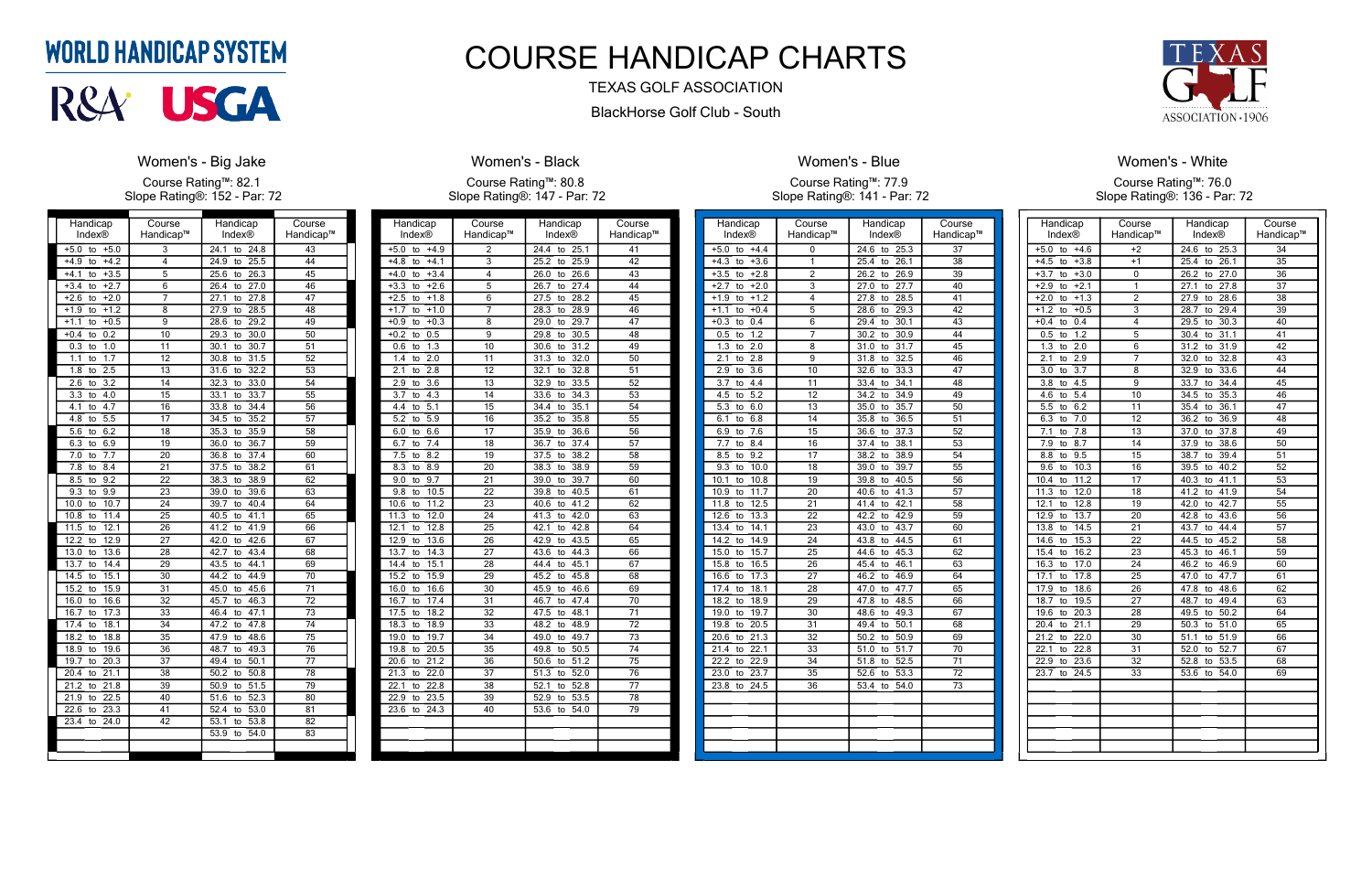# COURSE HANDICAP CHARTS

WORLD HANDICAP SYSTEM

R&A USGA

TEXAS GOLF ASSOCIATION

BlackHorse Golf Club - South

## Women's - Big Jake

Course Rating™: 82.1
Slope Rating®: 152 - Par: 72

| Handicap Index® | Course Handicap™ | Handicap Index® | Course Handicap™ |
|---|---|---|---|
| +5.0 to +5.0 | 3 | 24.1 to 24.8 | 43 |
| +4.9 to +4.2 | 4 | 24.9 to 25.5 | 44 |
| +4.1 to +3.5 | 5 | 25.6 to 26.3 | 45 |
| +3.4 to +2.7 | 6 | 26.4 to 27.0 | 46 |
| +2.6 to +2.0 | 7 | 27.1 to 27.8 | 47 |
| +1.9 to +1.2 | 8 | 27.9 to 28.5 | 48 |
| +1.1 to +0.5 | 9 | 28.6 to 29.2 | 49 |
| +0.4 to 0.2 | 10 | 29.3 to 30.0 | 50 |
| 0.3 to 1.0 | 11 | 30.1 to 30.7 | 51 |
| 1.1 to 1.7 | 12 | 30.8 to 31.5 | 52 |
| 1.8 to 2.5 | 13 | 31.6 to 32.2 | 53 |
| 2.6 to 3.2 | 14 | 32.3 to 33.0 | 54 |
| 3.3 to 4.0 | 15 | 33.1 to 33.7 | 55 |
| 4.1 to 4.7 | 16 | 33.8 to 34.4 | 56 |
| 4.8 to 5.5 | 17 | 34.5 to 35.2 | 57 |
| 5.6 to 6.2 | 18 | 35.3 to 35.9 | 58 |
| 6.3 to 6.9 | 19 | 36.0 to 36.7 | 59 |
| 7.0 to 7.7 | 20 | 36.8 to 37.4 | 60 |
| 7.8 to 8.4 | 21 | 37.5 to 38.2 | 61 |
| 8.5 to 9.2 | 22 | 38.3 to 38.9 | 62 |
| 9.3 to 9.9 | 23 | 39.0 to 39.6 | 63 |
| 10.0 to 10.7 | 24 | 39.7 to 40.4 | 64 |
| 10.8 to 11.4 | 25 | 40.5 to 41.1 | 65 |
| 11.5 to 12.1 | 26 | 41.2 to 41.9 | 66 |
| 12.2 to 12.9 | 27 | 42.0 to 42.6 | 67 |
| 13.0 to 13.6 | 28 | 42.7 to 43.4 | 68 |
| 13.7 to 14.4 | 29 | 43.5 to 44.1 | 69 |
| 14.5 to 15.1 | 30 | 44.2 to 44.9 | 70 |
| 15.2 to 15.9 | 31 | 45.0 to 45.6 | 71 |
| 16.0 to 16.6 | 32 | 45.7 to 46.3 | 72 |
| 16.7 to 17.3 | 33 | 46.4 to 47.1 | 73 |
| 17.4 to 18.1 | 34 | 47.2 to 47.8 | 74 |
| 18.2 to 18.8 | 35 | 47.9 to 48.6 | 75 |
| 18.9 to 19.6 | 36 | 48.7 to 49.3 | 76 |
| 19.7 to 20.3 | 37 | 49.4 to 50.1 | 77 |
| 20.4 to 21.1 | 38 | 50.2 to 50.8 | 78 |
| 21.2 to 21.8 | 39 | 50.9 to 51.5 | 79 |
| 21.9 to 22.5 | 40 | 51.6 to 52.3 | 80 |
| 22.6 to 23.3 | 41 | 52.4 to 53.0 | 81 |
| 23.4 to 24.0 | 42 | 53.1 to 53.8 | 82 |
| | | 53.9 to 54.0 | 83 |

## Women's - Black

Course Rating™: 80.8
Slope Rating®: 147 - Par: 72

| Handicap Index® | Course Handicap™ | Handicap Index® | Course Handicap™ |
|---|---|---|---|
| +5.0 to +4.9 | 2 | 24.4 to 25.1 | 41 |
| +4.8 to +4.1 | 3 | 25.2 to 25.9 | 42 |
| +4.0 to +3.4 | 4 | 26.0 to 26.6 | 43 |
| +3.3 to +2.6 | 5 | 26.7 to 27.4 | 44 |
| +2.5 to +1.8 | 6 | 27.5 to 28.2 | 45 |
| +1.7 to +1.0 | 7 | 28.3 to 28.9 | 46 |
| +0.9 to +0.3 | 8 | 29.0 to 29.7 | 47 |
| +0.2 to 0.5 | 9 | 29.8 to 30.5 | 48 |
| 0.6 to 1.3 | 10 | 30.6 to 31.2 | 49 |
| 1.4 to 2.0 | 11 | 31.3 to 32.0 | 50 |
| 2.1 to 2.8 | 12 | 32.1 to 32.8 | 51 |
| 2.9 to 3.6 | 13 | 32.9 to 33.5 | 52 |
| 3.7 to 4.3 | 14 | 33.6 to 34.3 | 53 |
| 4.4 to 5.1 | 15 | 34.4 to 35.1 | 54 |
| 5.2 to 5.9 | 16 | 35.2 to 35.8 | 55 |
| 6.0 to 6.6 | 17 | 35.9 to 36.6 | 56 |
| 6.7 to 7.4 | 18 | 36.7 to 37.4 | 57 |
| 7.5 to 8.2 | 19 | 37.5 to 38.2 | 58 |
| 8.3 to 8.9 | 20 | 38.3 to 38.9 | 59 |
| 9.0 to 9.7 | 21 | 39.0 to 39.7 | 60 |
| 9.8 to 10.5 | 22 | 39.8 to 40.5 | 61 |
| 10.6 to 11.2 | 23 | 40.6 to 41.2 | 62 |
| 11.3 to 12.0 | 24 | 41.3 to 42.0 | 63 |
| 12.1 to 12.8 | 25 | 42.1 to 42.8 | 64 |
| 12.9 to 13.6 | 26 | 42.9 to 43.5 | 65 |
| 13.7 to 14.3 | 27 | 43.6 to 44.3 | 66 |
| 14.4 to 15.1 | 28 | 44.4 to 45.1 | 67 |
| 15.2 to 15.9 | 29 | 45.2 to 45.8 | 68 |
| 16.0 to 16.6 | 30 | 45.9 to 46.6 | 69 |
| 16.7 to 17.4 | 31 | 46.7 to 47.4 | 70 |
| 17.5 to 18.2 | 32 | 47.5 to 48.1 | 71 |
| 18.3 to 18.9 | 33 | 48.2 to 48.9 | 72 |
| 19.0 to 19.7 | 34 | 49.0 to 49.7 | 73 |
| 19.8 to 20.5 | 35 | 49.8 to 50.5 | 74 |
| 20.6 to 21.2 | 36 | 50.6 to 51.2 | 75 |
| 21.3 to 22.0 | 37 | 51.3 to 52.0 | 76 |
| 22.1 to 22.8 | 38 | 52.1 to 52.8 | 77 |
| 22.9 to 23.5 | 39 | 52.9 to 53.5 | 78 |
| 23.6 to 24.3 | 40 | 53.6 to 54.0 | 79 |

## Women's - Blue

Course Rating™: 77.9
Slope Rating®: 141 - Par: 72

| Handicap Index® | Course Handicap™ | Handicap Index® | Course Handicap™ |
|---|---|---|---|
| +5.0 to +4.4 | 0 | 24.6 to 25.3 | 37 |
| +4.3 to +3.6 | 1 | 25.4 to 26.1 | 38 |
| +3.5 to +2.8 | 2 | 26.2 to 26.9 | 39 |
| +2.7 to +2.0 | 3 | 27.0 to 27.7 | 40 |
| +1.9 to +1.2 | 4 | 27.8 to 28.5 | 41 |
| +1.1 to +0.4 | 5 | 28.6 to 29.3 | 42 |
| +0.3 to 0.4 | 6 | 29.4 to 30.1 | 43 |
| 0.5 to 1.2 | 7 | 30.2 to 30.9 | 44 |
| 1.3 to 2.0 | 8 | 31.0 to 31.7 | 45 |
| 2.1 to 2.8 | 9 | 31.8 to 32.5 | 46 |
| 2.9 to 3.6 | 10 | 32.6 to 33.3 | 47 |
| 3.7 to 4.4 | 11 | 33.4 to 34.1 | 48 |
| 4.5 to 5.2 | 12 | 34.2 to 34.9 | 49 |
| 5.3 to 6.0 | 13 | 35.0 to 35.7 | 50 |
| 6.1 to 6.8 | 14 | 35.8 to 36.5 | 51 |
| 6.9 to 7.6 | 15 | 36.6 to 37.3 | 52 |
| 7.7 to 8.4 | 16 | 37.4 to 38.1 | 53 |
| 8.5 to 9.2 | 17 | 38.2 to 38.9 | 54 |
| 9.3 to 10.0 | 18 | 39.0 to 39.7 | 55 |
| 10.1 to 10.8 | 19 | 39.8 to 40.5 | 56 |
| 10.9 to 11.7 | 20 | 40.6 to 41.3 | 57 |
| 11.8 to 12.5 | 21 | 41.4 to 42.1 | 58 |
| 12.6 to 13.3 | 22 | 42.2 to 42.9 | 59 |
| 13.4 to 14.1 | 23 | 43.0 to 43.7 | 60 |
| 14.2 to 14.9 | 24 | 43.8 to 44.5 | 61 |
| 15.0 to 15.7 | 25 | 44.6 to 45.3 | 62 |
| 15.8 to 16.5 | 26 | 45.4 to 46.1 | 63 |
| 16.6 to 17.3 | 27 | 46.2 to 46.9 | 64 |
| 17.4 to 18.1 | 28 | 47.0 to 47.7 | 65 |
| 18.2 to 18.9 | 29 | 47.8 to 48.5 | 66 |
| 19.0 to 19.7 | 30 | 48.6 to 49.3 | 67 |
| 19.8 to 20.5 | 31 | 49.4 to 50.1 | 68 |
| 20.6 to 21.3 | 32 | 50.2 to 50.9 | 69 |
| 21.4 to 22.1 | 33 | 51.0 to 51.7 | 70 |
| 22.2 to 22.9 | 34 | 51.8 to 52.5 | 71 |
| 23.0 to 23.7 | 35 | 52.6 to 53.3 | 72 |
| 23.8 to 24.5 | 36 | 53.4 to 54.0 | 73 |

## Women's - White

Course Rating™: 76.0
Slope Rating®: 136 - Par: 72

| Handicap Index® | Course Handicap™ | Handicap Index® | Course Handicap™ |
|---|---|---|---|
| +5.0 to +4.6 | +2 | 24.6 to 25.3 | 34 |
| +4.5 to +3.8 | +1 | 25.4 to 26.1 | 35 |
| +3.7 to +3.0 | 0 | 26.2 to 27.0 | 36 |
| +2.9 to +2.1 | 1 | 27.1 to 27.8 | 37 |
| +2.0 to +1.3 | 2 | 27.9 to 28.6 | 38 |
| +1.2 to +0.5 | 3 | 28.7 to 29.4 | 39 |
| +0.4 to 0.4 | 4 | 29.5 to 30.3 | 40 |
| 0.5 to 1.2 | 5 | 30.4 to 31.1 | 41 |
| 1.3 to 2.0 | 6 | 31.2 to 31.9 | 42 |
| 2.1 to 2.9 | 7 | 32.0 to 32.8 | 43 |
| 3.0 to 3.7 | 8 | 32.9 to 33.6 | 44 |
| 3.8 to 4.5 | 9 | 33.7 to 34.4 | 45 |
| 4.6 to 5.4 | 10 | 34.5 to 35.3 | 46 |
| 5.5 to 6.2 | 11 | 35.4 to 36.1 | 47 |
| 6.3 to 7.0 | 12 | 36.2 to 36.9 | 48 |
| 7.1 to 7.8 | 13 | 37.0 to 37.8 | 49 |
| 7.9 to 8.7 | 14 | 37.9 to 38.6 | 50 |
| 8.8 to 9.5 | 15 | 38.7 to 39.4 | 51 |
| 9.6 to 10.3 | 16 | 39.5 to 40.2 | 52 |
| 10.4 to 11.2 | 17 | 40.3 to 41.1 | 53 |
| 11.3 to 12.0 | 18 | 41.2 to 41.9 | 54 |
| 12.1 to 12.8 | 19 | 42.0 to 42.7 | 55 |
| 12.9 to 13.7 | 20 | 42.8 to 43.6 | 56 |
| 13.8 to 14.5 | 21 | 43.7 to 44.4 | 57 |
| 14.6 to 15.3 | 22 | 44.5 to 45.2 | 58 |
| 15.4 to 16.2 | 23 | 45.3 to 46.1 | 59 |
| 16.3 to 17.0 | 24 | 46.2 to 46.9 | 60 |
| 17.1 to 17.8 | 25 | 47.0 to 47.7 | 61 |
| 17.9 to 18.6 | 26 | 47.8 to 48.6 | 62 |
| 18.7 to 19.5 | 27 | 48.7 to 49.4 | 63 |
| 19.6 to 20.3 | 28 | 49.5 to 50.2 | 64 |
| 20.4 to 21.1 | 29 | 50.3 to 51.0 | 65 |
| 21.2 to 22.0 | 30 | 51.1 to 51.9 | 66 |
| 22.1 to 22.8 | 31 | 52.0 to 52.7 | 67 |
| 22.9 to 23.6 | 32 | 52.8 to 53.5 | 68 |
| 23.7 to 24.5 | 33 | 53.6 to 54.0 | 69 |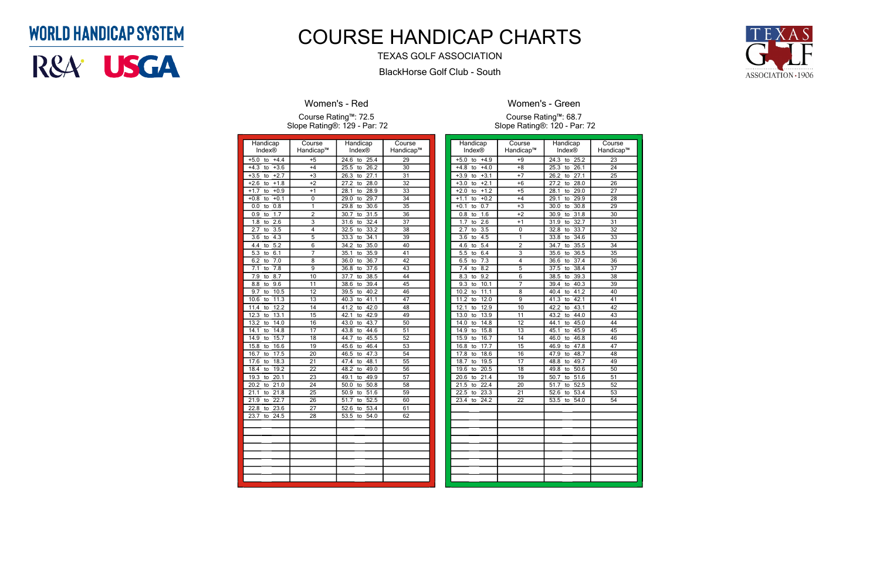WORLD HANDICAP SYSTEM

R&A USGA

# COURSE HANDICAP CHARTS

TEXAS GOLF ASSOCIATION

BlackHorse Golf Club - South

TEXAS GOLF ASSOCIATION · 1906

## Women's - Red

Course Rating™: 72.5
Slope Rating®: 129 - Par: 72

| Handicap Index® | Course Handicap™ | Handicap Index® | Course Handicap™ |
|---|---|---|---|
| +5.0 to +4.4 | +5 | 24.6 to 25.4 | 29 |
| +4.3 to +3.6 | +4 | 25.5 to 26.2 | 30 |
| +3.5 to +2.7 | +3 | 26.3 to 27.1 | 31 |
| +2.6 to +1.8 | +2 | 27.2 to 28.0 | 32 |
| +1.7 to +0.9 | +1 | 28.1 to 28.9 | 33 |
| +0.8 to +0.1 | 0 | 29.0 to 29.7 | 34 |
| 0.0 to 0.8 | 1 | 29.8 to 30.6 | 35 |
| 0.9 to 1.7 | 2 | 30.7 to 31.5 | 36 |
| 1.8 to 2.6 | 3 | 31.6 to 32.4 | 37 |
| 2.7 to 3.5 | 4 | 32.5 to 33.2 | 38 |
| 3.6 to 4.3 | 5 | 33.3 to 34.1 | 39 |
| 4.4 to 5.2 | 6 | 34.2 to 35.0 | 40 |
| 5.3 to 6.1 | 7 | 35.1 to 35.9 | 41 |
| 6.2 to 7.0 | 8 | 36.0 to 36.7 | 42 |
| 7.1 to 7.8 | 9 | 36.8 to 37.6 | 43 |
| 7.9 to 8.7 | 10 | 37.7 to 38.5 | 44 |
| 8.8 to 9.6 | 11 | 38.6 to 39.4 | 45 |
| 9.7 to 10.5 | 12 | 39.5 to 40.2 | 46 |
| 10.6 to 11.3 | 13 | 40.3 to 41.1 | 47 |
| 11.4 to 12.2 | 14 | 41.2 to 42.0 | 48 |
| 12.3 to 13.1 | 15 | 42.1 to 42.9 | 49 |
| 13.2 to 14.0 | 16 | 43.0 to 43.7 | 50 |
| 14.1 to 14.8 | 17 | 43.8 to 44.6 | 51 |
| 14.9 to 15.7 | 18 | 44.7 to 45.5 | 52 |
| 15.8 to 16.6 | 19 | 45.6 to 46.4 | 53 |
| 16.7 to 17.5 | 20 | 46.5 to 47.3 | 54 |
| 17.6 to 18.3 | 21 | 47.4 to 48.1 | 55 |
| 18.4 to 19.2 | 22 | 48.2 to 49.0 | 56 |
| 19.3 to 20.1 | 23 | 49.1 to 49.9 | 57 |
| 20.2 to 21.0 | 24 | 50.0 to 50.8 | 58 |
| 21.1 to 21.8 | 25 | 50.9 to 51.6 | 59 |
| 21.9 to 22.7 | 26 | 51.7 to 52.5 | 60 |
| 22.8 to 23.6 | 27 | 52.6 to 53.4 | 61 |
| 23.7 to 24.5 | 28 | 53.5 to 54.0 | 62 |

## Women's - Green

Course Rating™: 68.7
Slope Rating®: 120 - Par: 72

| Handicap Index® | Course Handicap™ | Handicap Index® | Course Handicap™ |
|---|---|---|---|
| +5.0 to +4.9 | +9 | 24.3 to 25.2 | 23 |
| +4.8 to +4.0 | +8 | 25.3 to 26.1 | 24 |
| +3.9 to +3.1 | +7 | 26.2 to 27.1 | 25 |
| +3.0 to +2.1 | +6 | 27.2 to 28.0 | 26 |
| +2.0 to +1.2 | +5 | 28.1 to 29.0 | 27 |
| +1.1 to +0.2 | +4 | 29.1 to 29.9 | 28 |
| +0.1 to 0.7 | +3 | 30.0 to 30.8 | 29 |
| 0.8 to 1.6 | +2 | 30.9 to 31.8 | 30 |
| 1.7 to 2.6 | +1 | 31.9 to 32.7 | 31 |
| 2.7 to 3.5 | 0 | 32.8 to 33.7 | 32 |
| 3.6 to 4.5 | 1 | 33.8 to 34.6 | 33 |
| 4.6 to 5.4 | 2 | 34.7 to 35.5 | 34 |
| 5.5 to 6.4 | 3 | 35.6 to 36.5 | 35 |
| 6.5 to 7.3 | 4 | 36.6 to 37.4 | 36 |
| 7.4 to 8.2 | 5 | 37.5 to 38.4 | 37 |
| 8.3 to 9.2 | 6 | 38.5 to 39.3 | 38 |
| 9.3 to 10.1 | 7 | 39.4 to 40.3 | 39 |
| 10.2 to 11.1 | 8 | 40.4 to 41.2 | 40 |
| 11.2 to 12.0 | 9 | 41.3 to 42.1 | 41 |
| 12.1 to 12.9 | 10 | 42.2 to 43.1 | 42 |
| 13.0 to 13.9 | 11 | 43.2 to 44.0 | 43 |
| 14.0 to 14.8 | 12 | 44.1 to 45.0 | 44 |
| 14.9 to 15.8 | 13 | 45.1 to 45.9 | 45 |
| 15.9 to 16.7 | 14 | 46.0 to 46.8 | 46 |
| 16.8 to 17.7 | 15 | 46.9 to 47.8 | 47 |
| 17.8 to 18.6 | 16 | 47.9 to 48.7 | 48 |
| 18.7 to 19.5 | 17 | 48.8 to 49.7 | 49 |
| 19.6 to 20.5 | 18 | 49.8 to 50.6 | 50 |
| 20.6 to 21.4 | 19 | 50.7 to 51.6 | 51 |
| 21.5 to 22.4 | 20 | 51.7 to 52.5 | 52 |
| 22.5 to 23.3 | 21 | 52.6 to 53.4 | 53 |
| 23.4 to 24.2 | 22 | 53.5 to 54.0 | 54 |